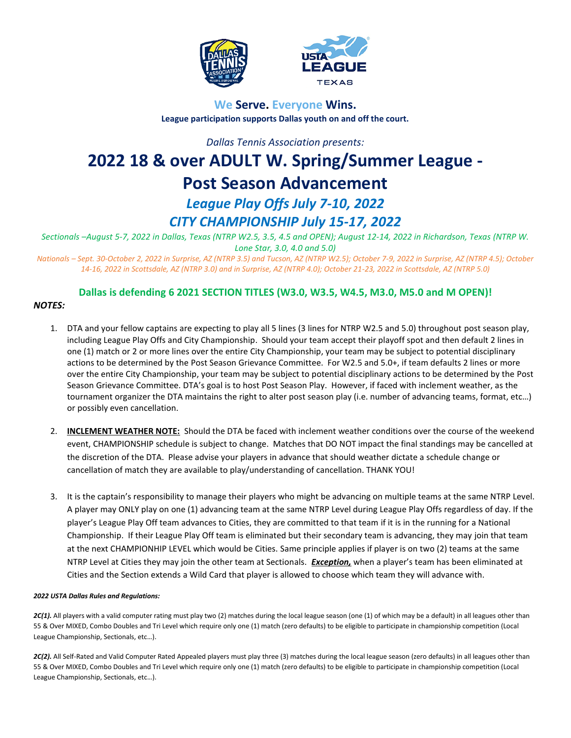**We Serve. Everyone Wins.**

**League participation supports Dallas youth on and off the court.**

*Dallas Tennis Association presents:*

# 2022 18 & over ADULT W. Spring/Summer League - Post Season Advancement

## *League Play Offs July 7-10, 2022*

## *CITY CHAMPIONSHIP July 15-17, 2022*

*Sectionals –August 5-7, 2022 in Dallas, Texas (NTRP W2.5, 3.5, 4.5 and OPEN); August 12-14, 2022 in Richardson, Texas (NTRP W. Lone Star, 3.0, 4.0 and 5.0)*

*Nationals – Sept. 30-October 2, 2022 in Surprise, AZ (NTRP 3.5) and Tucson, AZ (NTRP W2.5); October 7-9, 2022 in Surprise, AZ (NTRP 4.5); October 14-16, 2022 in Scottsdale, AZ (NTRP 3.0) and in Surprise, AZ (NTRP 4.0); October 21-23, 2022 in Scottsdale, AZ (NTRP 5.0)*

**Dallas is defending 6 2021 SECTION TITLES (W3.0, W3.5, W4.5, M3.0, M5.0 and M OPEN)!**

***NOTES:***

1. DTA and your fellow captains are expecting to play all 5 lines (3 lines for NTRP W2.5 and 5.0) throughout post season play, including League Play Offs and City Championship. Should your team accept their playoff spot and then default 2 lines in one (1) match or 2 or more lines over the entire City Championship, your team may be subject to potential disciplinary actions to be determined by the Post Season Grievance Committee. For W2.5 and 5.0+, if team defaults 2 lines or more over the entire City Championship, your team may be subject to potential disciplinary actions to be determined by the Post Season Grievance Committee. DTA's goal is to host Post Season Play. However, if faced with inclement weather, as the tournament organizer the DTA maintains the right to alter post season play (i.e. number of advancing teams, format, etc…) or possibly even cancellation.

2. **INCLEMENT WEATHER NOTE:** Should the DTA be faced with inclement weather conditions over the course of the weekend event, CHAMPIONSHIP schedule is subject to change. Matches that DO NOT impact the final standings may be cancelled at the discretion of the DTA. Please advise your players in advance that should weather dictate a schedule change or cancellation of match they are available to play/understanding of cancellation. THANK YOU!

3. It is the captain's responsibility to manage their players who might be advancing on multiple teams at the same NTRP Level. A player may ONLY play on one (1) advancing team at the same NTRP Level during League Play Offs regardless of day. If the player's League Play Off team advances to Cities, they are committed to that team if it is in the running for a National Championship. If their League Play Off team is eliminated but their secondary team is advancing, they may join that team at the next CHAMPIONHIP LEVEL which would be Cities. Same principle applies if player is on two (2) teams at the same NTRP Level at Cities they may join the other team at Sectionals. ***Exception,*** when a player's team has been eliminated at Cities and the Section extends a Wild Card that player is allowed to choose which team they will advance with.

***2022 USTA Dallas Rules and Regulations:***

***2C(1).*** All players with a valid computer rating must play two (2) matches during the local league season (one (1) of which may be a default) in all leagues other than 55 & Over MIXED, Combo Doubles and Tri Level which require only one (1) match (zero defaults) to be eligible to participate in championship competition (Local League Championship, Sectionals, etc…).

***2C(2).*** All Self-Rated and Valid Computer Rated Appealed players must play three (3) matches during the local league season (zero defaults) in all leagues other than 55 & Over MIXED, Combo Doubles and Tri Level which require only one (1) match (zero defaults) to be eligible to participate in championship competition (Local League Championship, Sectionals, etc…).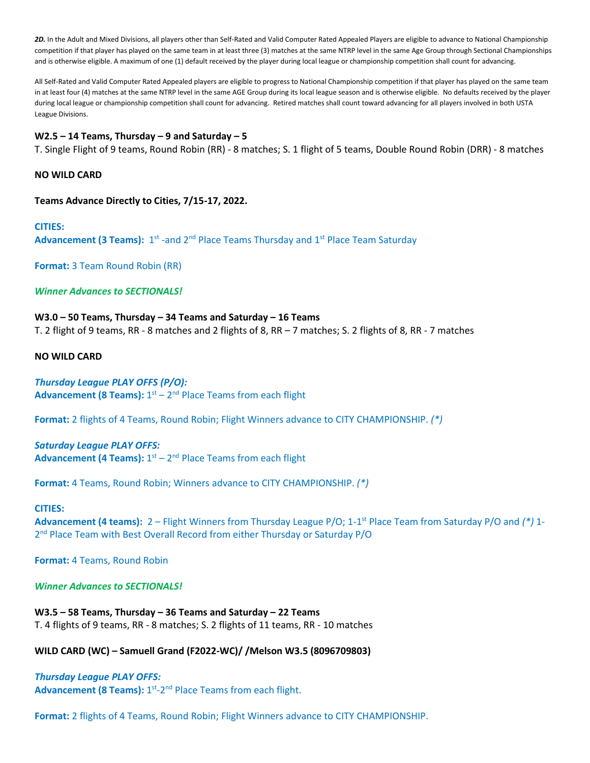***2D.*** In the Adult and Mixed Divisions, all players other than Self-Rated and Valid Computer Rated Appealed Players are eligible to advance to National Championship competition if that player has played on the same team in at least three (3) matches at the same NTRP level in the same Age Group through Sectional Championships and is otherwise eligible. A maximum of one (1) default received by the player during local league or championship competition shall count for advancing.

All Self-Rated and Valid Computer Rated Appealed players are eligible to progress to National Championship competition if that player has played on the same team in at least four (4) matches at the same NTRP level in the same AGE Group during its local league season and is otherwise eligible. No defaults received by the player during local league or championship competition shall count for advancing. Retired matches shall count toward advancing for all players involved in both USTA League Divisions.

**W2.5 – 14 Teams, Thursday – 9 and Saturday – 5**

T. Single Flight of 9 teams, Round Robin (RR) - 8 matches; S. 1 flight of 5 teams, Double Round Robin (DRR) - 8 matches

**NO WILD CARD**

**Teams Advance Directly to Cities, 7/15-17, 2022.**

**CITIES:**

**Advancement (3 Teams):** 1st -and 2nd Place Teams Thursday and 1st Place Team Saturday

**Format:** 3 Team Round Robin (RR)

***Winner Advances to SECTIONALS!***

**W3.0 – 50 Teams, Thursday – 34 Teams and Saturday – 16 Teams**

T. 2 flight of 9 teams, RR - 8 matches and 2 flights of 8, RR – 7 matches; S. 2 flights of 8, RR - 7 matches

**NO WILD CARD**

***Thursday League PLAY OFFS (P/O):***

**Advancement (8 Teams):** 1st – 2nd Place Teams from each flight

**Format:** 2 flights of 4 Teams, Round Robin; Flight Winners advance to CITY CHAMPIONSHIP. *(\*)*

***Saturday League PLAY OFFS:***

**Advancement (4 Teams):** 1st – 2nd Place Teams from each flight

**Format:** 4 Teams, Round Robin; Winners advance to CITY CHAMPIONSHIP. *(\*)*

**CITIES:**

**Advancement (4 teams):** 2 – Flight Winners from Thursday League P/O; 1-1st Place Team from Saturday P/O and *(\*)* 1-2nd Place Team with Best Overall Record from either Thursday or Saturday P/O

**Format:** 4 Teams, Round Robin

***Winner Advances to SECTIONALS!***

**W3.5 – 58 Teams, Thursday – 36 Teams and Saturday – 22 Teams**

T. 4 flights of 9 teams, RR - 8 matches; S. 2 flights of 11 teams, RR - 10 matches

**WILD CARD (WC) – Samuell Grand (F2022-WC)/ /Melson W3.5 (8096709803)**

***Thursday League PLAY OFFS:***

**Advancement (8 Teams):** 1st-2nd Place Teams from each flight.

**Format:** 2 flights of 4 Teams, Round Robin; Flight Winners advance to CITY CHAMPIONSHIP.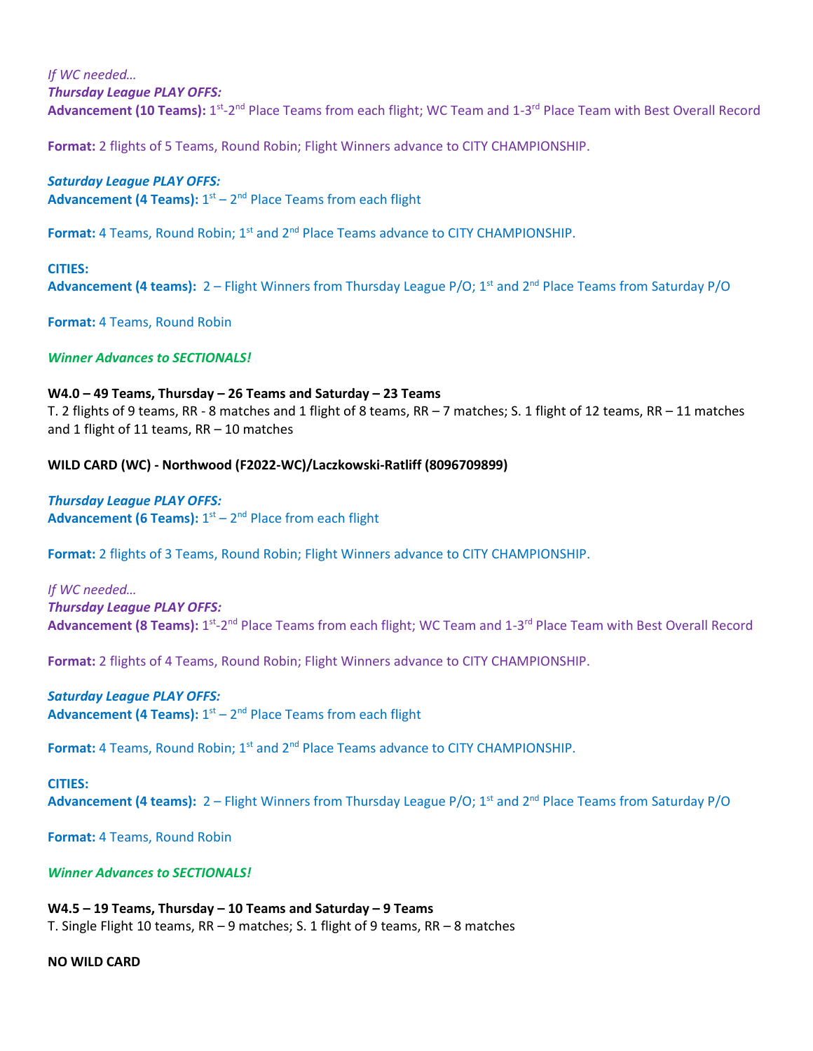*If WC needed…*

***Thursday League PLAY OFFS:***

**Advancement (10 Teams):** 1st-2nd Place Teams from each flight; WC Team and 1-3rd Place Team with Best Overall Record

**Format:** 2 flights of 5 Teams, Round Robin; Flight Winners advance to CITY CHAMPIONSHIP.

***Saturday League PLAY OFFS:***

**Advancement (4 Teams):** 1st – 2nd Place Teams from each flight

**Format:** 4 Teams, Round Robin; 1st and 2nd Place Teams advance to CITY CHAMPIONSHIP.

**CITIES:**

**Advancement (4 teams):** 2 – Flight Winners from Thursday League P/O; 1st and 2nd Place Teams from Saturday P/O

**Format:** 4 Teams, Round Robin

***Winner Advances to SECTIONALS!***

**W4.0 – 49 Teams, Thursday – 26 Teams and Saturday – 23 Teams**

T. 2 flights of 9 teams, RR - 8 matches and 1 flight of 8 teams, RR – 7 matches; S. 1 flight of 12 teams, RR – 11 matches and 1 flight of 11 teams, RR – 10 matches

**WILD CARD (WC) - Northwood (F2022-WC)/Laczkowski-Ratliff (8096709899)**

***Thursday League PLAY OFFS:***

**Advancement (6 Teams):** 1st – 2nd Place from each flight

**Format:** 2 flights of 3 Teams, Round Robin; Flight Winners advance to CITY CHAMPIONSHIP.

*If WC needed…*

***Thursday League PLAY OFFS:***

**Advancement (8 Teams):** 1st-2nd Place Teams from each flight; WC Team and 1-3rd Place Team with Best Overall Record

**Format:** 2 flights of 4 Teams, Round Robin; Flight Winners advance to CITY CHAMPIONSHIP.

***Saturday League PLAY OFFS:***

**Advancement (4 Teams):** 1st – 2nd Place Teams from each flight

**Format:** 4 Teams, Round Robin; 1st and 2nd Place Teams advance to CITY CHAMPIONSHIP.

**CITIES:**

**Advancement (4 teams):** 2 – Flight Winners from Thursday League P/O; 1st and 2nd Place Teams from Saturday P/O

**Format:** 4 Teams, Round Robin

***Winner Advances to SECTIONALS!***

**W4.5 – 19 Teams, Thursday – 10 Teams and Saturday – 9 Teams**

T. Single Flight 10 teams, RR – 9 matches; S. 1 flight of 9 teams, RR – 8 matches

**NO WILD CARD**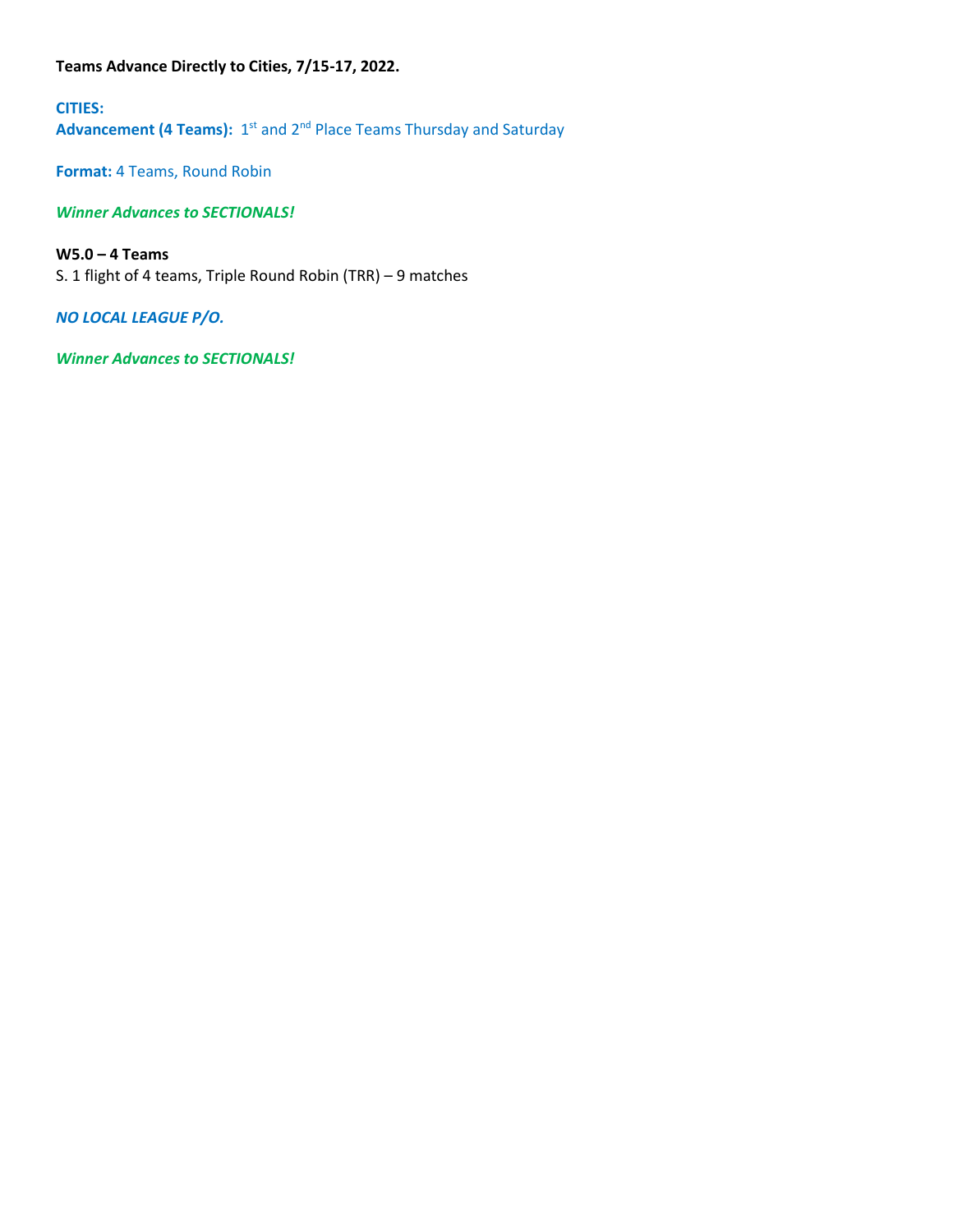**Teams Advance Directly to Cities, 7/15-17, 2022.**

**CITIES:**
**Advancement (4 Teams):** 1st and 2nd Place Teams Thursday and Saturday

**Format:** 4 Teams, Round Robin

***Winner Advances to SECTIONALS!***

**W5.0 – 4 Teams**
S. 1 flight of 4 teams, Triple Round Robin (TRR) – 9 matches

***NO LOCAL LEAGUE P/O.***

***Winner Advances to SECTIONALS!***